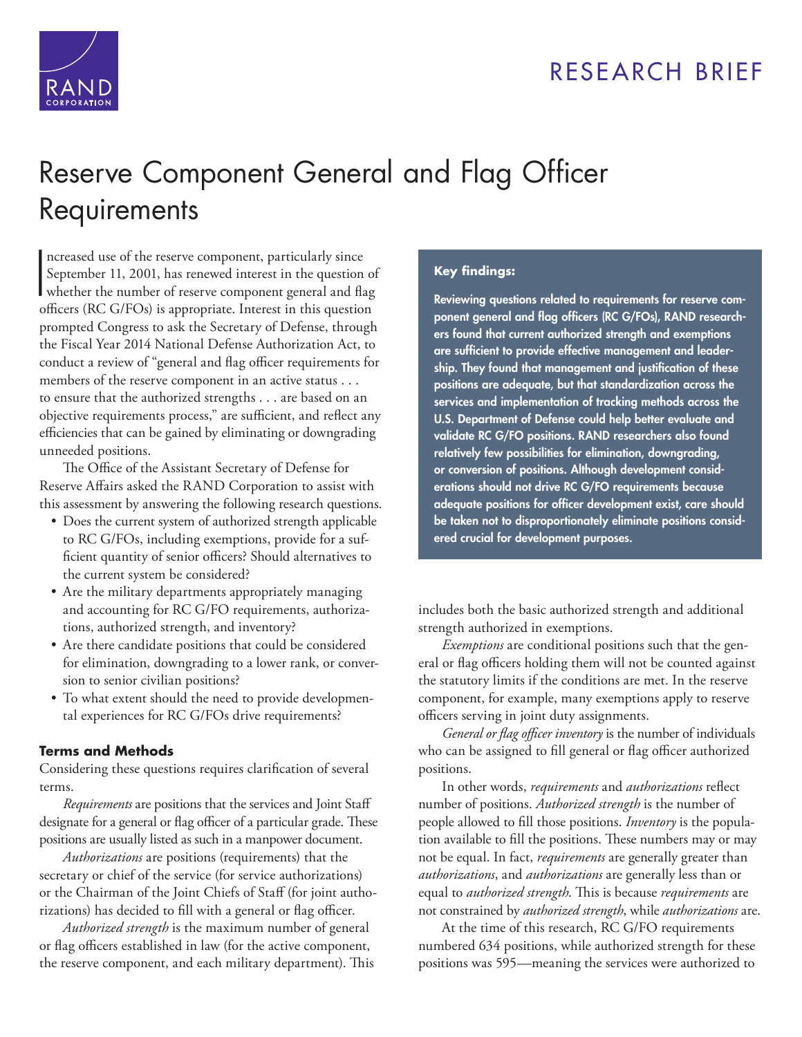RESEARCH BRIEF

# Reserve Component General and Flag Officer Requirements

Increased use of the reserve component, particularly since September 11, 2001, has renewed interest in the question of whether the number of reserve component general and flag officers (RC G/FOs) is appropriate. Interest in this question prompted Congress to ask the Secretary of Defense, through the Fiscal Year 2014 National Defense Authorization Act, to conduct a review of "general and flag officer requirements for members of the reserve component in an active status . . . to ensure that the authorized strengths . . . are based on an objective requirements process," are sufficient, and reflect any efficiencies that can be gained by eliminating or downgrading unneeded positions.

The Office of the Assistant Secretary of Defense for Reserve Affairs asked the RAND Corporation to assist with this assessment by answering the following research questions.

- Does the current system of authorized strength applicable to RC G/FOs, including exemptions, provide for a sufficient quantity of senior officers? Should alternatives to the current system be considered?
- Are the military departments appropriately managing and accounting for RC G/FO requirements, authorizations, authorized strength, and inventory?
- Are there candidate positions that could be considered for elimination, downgrading to a lower rank, or conversion to senior civilian positions?
- To what extent should the need to provide developmental experiences for RC G/FOs drive requirements?

> **Key findings:**
>
> **Reviewing questions related to requirements for reserve component general and flag officers (RC G/FOs), RAND researchers found that current authorized strength and exemptions are sufficient to provide effective management and leadership. They found that management and justification of these positions are adequate, but that standardization across the services and implementation of tracking methods across the U.S. Department of Defense could help better evaluate and validate RC G/FO positions. RAND researchers also found relatively few possibilities for elimination, downgrading, or conversion of positions. Although development considerations should not drive RC G/FO requirements because adequate positions for officer development exist, care should be taken not to disproportionately eliminate positions considered crucial for development purposes.**

### Terms and Methods

Considering these questions requires clarification of several terms.

*Requirements* are positions that the services and Joint Staff designate for a general or flag officer of a particular grade. These positions are usually listed as such in a manpower document.

*Authorizations* are positions (requirements) that the secretary or chief of the service (for service authorizations) or the Chairman of the Joint Chiefs of Staff (for joint authorizations) has decided to fill with a general or flag officer.

*Authorized strength* is the maximum number of general or flag officers established in law (for the active component, the reserve component, and each military department). This includes both the basic authorized strength and additional strength authorized in exemptions.

*Exemptions* are conditional positions such that the general or flag officers holding them will not be counted against the statutory limits if the conditions are met. In the reserve component, for example, many exemptions apply to reserve officers serving in joint duty assignments.

*General or flag officer inventory* is the number of individuals who can be assigned to fill general or flag officer authorized positions.

In other words, *requirements* and *authorizations* reflect number of positions. *Authorized strength* is the number of people allowed to fill those positions. *Inventory* is the population available to fill the positions. These numbers may or may not be equal. In fact, *requirements* are generally greater than *authorizations*, and *authorizations* are generally less than or equal to *authorized strength*. This is because *requirements* are not constrained by *authorized strength*, while *authorizations* are.

At the time of this research, RC G/FO requirements numbered 634 positions, while authorized strength for these positions was 595—meaning the services were authorized to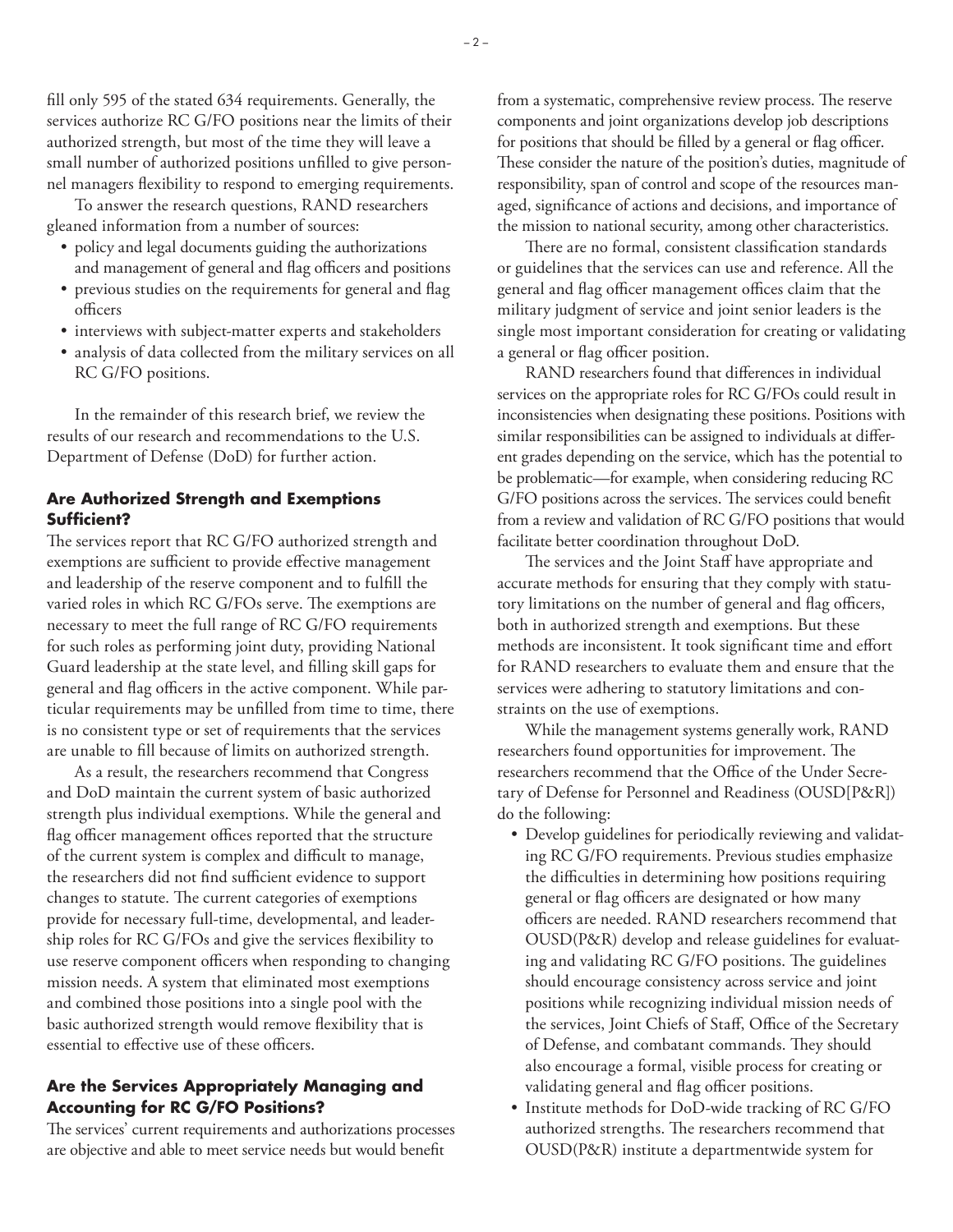fill only 595 of the stated 634 requirements. Generally, the services authorize RC G/FO positions near the limits of their authorized strength, but most of the time they will leave a small number of authorized positions unfilled to give personnel managers flexibility to respond to emerging requirements.

To answer the research questions, RAND researchers gleaned information from a number of sources:

- policy and legal documents guiding the authorizations and management of general and flag officers and positions
- previous studies on the requirements for general and flag officers
- interviews with subject-matter experts and stakeholders
- analysis of data collected from the military services on all RC G/FO positions.

In the remainder of this research brief, we review the results of our research and recommendations to the U.S. Department of Defense (DoD) for further action.

## Are Authorized Strength and Exemptions Sufficient?

The services report that RC G/FO authorized strength and exemptions are sufficient to provide effective management and leadership of the reserve component and to fulfill the varied roles in which RC G/FOs serve. The exemptions are necessary to meet the full range of RC G/FO requirements for such roles as performing joint duty, providing National Guard leadership at the state level, and filling skill gaps for general and flag officers in the active component. While particular requirements may be unfilled from time to time, there is no consistent type or set of requirements that the services are unable to fill because of limits on authorized strength.

As a result, the researchers recommend that Congress and DoD maintain the current system of basic authorized strength plus individual exemptions. While the general and flag officer management offices reported that the structure of the current system is complex and difficult to manage, the researchers did not find sufficient evidence to support changes to statute. The current categories of exemptions provide for necessary full-time, developmental, and leadership roles for RC G/FOs and give the services flexibility to use reserve component officers when responding to changing mission needs. A system that eliminated most exemptions and combined those positions into a single pool with the basic authorized strength would remove flexibility that is essential to effective use of these officers.

## Are the Services Appropriately Managing and Accounting for RC G/FO Positions?

The services' current requirements and authorizations processes are objective and able to meet service needs but would benefit from a systematic, comprehensive review process. The reserve components and joint organizations develop job descriptions for positions that should be filled by a general or flag officer. These consider the nature of the position's duties, magnitude of responsibility, span of control and scope of the resources managed, significance of actions and decisions, and importance of the mission to national security, among other characteristics.

There are no formal, consistent classification standards or guidelines that the services can use and reference. All the general and flag officer management offices claim that the military judgment of service and joint senior leaders is the single most important consideration for creating or validating a general or flag officer position.

RAND researchers found that differences in individual services on the appropriate roles for RC G/FOs could result in inconsistencies when designating these positions. Positions with similar responsibilities can be assigned to individuals at different grades depending on the service, which has the potential to be problematic—for example, when considering reducing RC G/FO positions across the services. The services could benefit from a review and validation of RC G/FO positions that would facilitate better coordination throughout DoD.

The services and the Joint Staff have appropriate and accurate methods for ensuring that they comply with statutory limitations on the number of general and flag officers, both in authorized strength and exemptions. But these methods are inconsistent. It took significant time and effort for RAND researchers to evaluate them and ensure that the services were adhering to statutory limitations and constraints on the use of exemptions.

While the management systems generally work, RAND researchers found opportunities for improvement. The researchers recommend that the Office of the Under Secretary of Defense for Personnel and Readiness (OUSD[P&R]) do the following:

- Develop guidelines for periodically reviewing and validating RC G/FO requirements. Previous studies emphasize the difficulties in determining how positions requiring general or flag officers are designated or how many officers are needed. RAND researchers recommend that OUSD(P&R) develop and release guidelines for evaluating and validating RC G/FO positions. The guidelines should encourage consistency across service and joint positions while recognizing individual mission needs of the services, Joint Chiefs of Staff, Office of the Secretary of Defense, and combatant commands. They should also encourage a formal, visible process for creating or validating general and flag officer positions.
- Institute methods for DoD-wide tracking of RC G/FO authorized strengths. The researchers recommend that OUSD(P&R) institute a departmentwide system for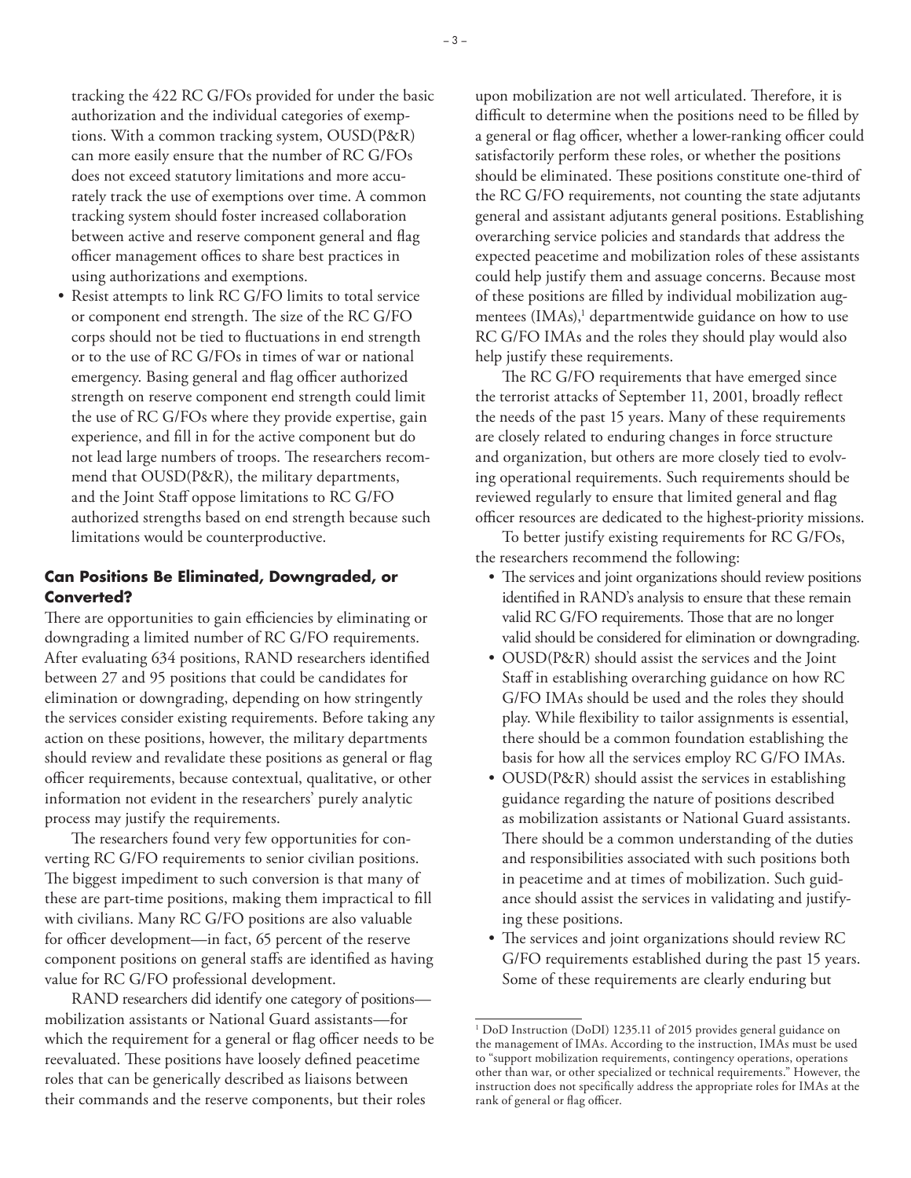tracking the 422 RC G/FOs provided for under the basic authorization and the individual categories of exemptions. With a common tracking system, OUSD(P&R) can more easily ensure that the number of RC G/FOs does not exceed statutory limitations and more accurately track the use of exemptions over time. A common tracking system should foster increased collaboration between active and reserve component general and flag officer management offices to share best practices in using authorizations and exemptions.

- Resist attempts to link RC G/FO limits to total service or component end strength. The size of the RC G/FO corps should not be tied to fluctuations in end strength or to the use of RC G/FOs in times of war or national emergency. Basing general and flag officer authorized strength on reserve component end strength could limit the use of RC G/FOs where they provide expertise, gain experience, and fill in for the active component but do not lead large numbers of troops. The researchers recommend that OUSD(P&R), the military departments, and the Joint Staff oppose limitations to RC G/FO authorized strengths based on end strength because such limitations would be counterproductive.

### Can Positions Be Eliminated, Downgraded, or Converted?

There are opportunities to gain efficiencies by eliminating or downgrading a limited number of RC G/FO requirements. After evaluating 634 positions, RAND researchers identified between 27 and 95 positions that could be candidates for elimination or downgrading, depending on how stringently the services consider existing requirements. Before taking any action on these positions, however, the military departments should review and revalidate these positions as general or flag officer requirements, because contextual, qualitative, or other information not evident in the researchers' purely analytic process may justify the requirements.

The researchers found very few opportunities for converting RC G/FO requirements to senior civilian positions. The biggest impediment to such conversion is that many of these are part-time positions, making them impractical to fill with civilians. Many RC G/FO positions are also valuable for officer development—in fact, 65 percent of the reserve component positions on general staffs are identified as having value for RC G/FO professional development.

RAND researchers did identify one category of positions—mobilization assistants or National Guard assistants—for which the requirement for a general or flag officer needs to be reevaluated. These positions have loosely defined peacetime roles that can be generically described as liaisons between their commands and the reserve components, but their roles upon mobilization are not well articulated. Therefore, it is difficult to determine when the positions need to be filled by a general or flag officer, whether a lower-ranking officer could satisfactorily perform these roles, or whether the positions should be eliminated. These positions constitute one-third of the RC G/FO requirements, not counting the state adjutants general and assistant adjutants general positions. Establishing overarching service policies and standards that address the expected peacetime and mobilization roles of these assistants could help justify them and assuage concerns. Because most of these positions are filled by individual mobilization augmentees (IMAs),[1] departmentwide guidance on how to use RC G/FO IMAs and the roles they should play would also help justify these requirements.

The RC G/FO requirements that have emerged since the terrorist attacks of September 11, 2001, broadly reflect the needs of the past 15 years. Many of these requirements are closely related to enduring changes in force structure and organization, but others are more closely tied to evolving operational requirements. Such requirements should be reviewed regularly to ensure that limited general and flag officer resources are dedicated to the highest-priority missions.

To better justify existing requirements for RC G/FOs, the researchers recommend the following:

- The services and joint organizations should review positions identified in RAND's analysis to ensure that these remain valid RC G/FO requirements. Those that are no longer valid should be considered for elimination or downgrading.
- OUSD(P&R) should assist the services and the Joint Staff in establishing overarching guidance on how RC G/FO IMAs should be used and the roles they should play. While flexibility to tailor assignments is essential, there should be a common foundation establishing the basis for how all the services employ RC G/FO IMAs.
- OUSD(P&R) should assist the services in establishing guidance regarding the nature of positions described as mobilization assistants or National Guard assistants. There should be a common understanding of the duties and responsibilities associated with such positions both in peacetime and at times of mobilization. Such guidance should assist the services in validating and justifying these positions.
- The services and joint organizations should review RC G/FO requirements established during the past 15 years. Some of these requirements are clearly enduring but

[1] DoD Instruction (DoDI) 1235.11 of 2015 provides general guidance on the management of IMAs. According to the instruction, IMAs must be used to "support mobilization requirements, contingency operations, operations other than war, or other specialized or technical requirements." However, the instruction does not specifically address the appropriate roles for IMAs at the rank of general or flag officer.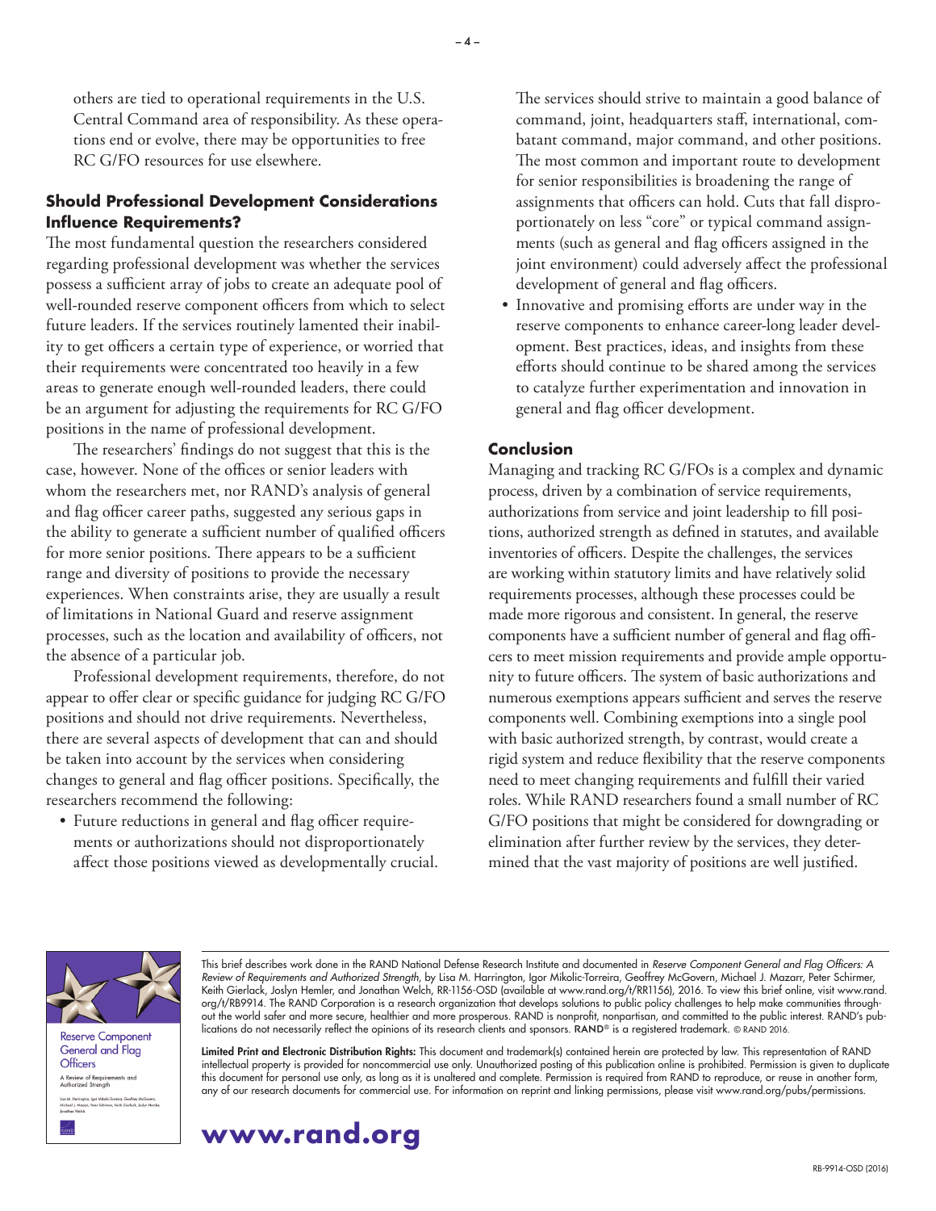others are tied to operational requirements in the U.S. Central Command area of responsibility. As these operations end or evolve, there may be opportunities to free RC G/FO resources for use elsewhere.

### Should Professional Development Considerations Influence Requirements?

The most fundamental question the researchers considered regarding professional development was whether the services possess a sufficient array of jobs to create an adequate pool of well-rounded reserve component officers from which to select future leaders. If the services routinely lamented their inability to get officers a certain type of experience, or worried that their requirements were concentrated too heavily in a few areas to generate enough well-rounded leaders, there could be an argument for adjusting the requirements for RC G/FO positions in the name of professional development.

The researchers' findings do not suggest that this is the case, however. None of the offices or senior leaders with whom the researchers met, nor RAND's analysis of general and flag officer career paths, suggested any serious gaps in the ability to generate a sufficient number of qualified officers for more senior positions. There appears to be a sufficient range and diversity of positions to provide the necessary experiences. When constraints arise, they are usually a result of limitations in National Guard and reserve assignment processes, such as the location and availability of officers, not the absence of a particular job.

Professional development requirements, therefore, do not appear to offer clear or specific guidance for judging RC G/FO positions and should not drive requirements. Nevertheless, there are several aspects of development that can and should be taken into account by the services when considering changes to general and flag officer positions. Specifically, the researchers recommend the following:

- Future reductions in general and flag officer requirements or authorizations should not disproportionately affect those positions viewed as developmentally crucial. The services should strive to maintain a good balance of command, joint, headquarters staff, international, combatant command, major command, and other positions. The most common and important route to development for senior responsibilities is broadening the range of assignments that officers can hold. Cuts that fall disproportionately on less "core" or typical command assignments (such as general and flag officers assigned in the joint environment) could adversely affect the professional development of general and flag officers.
- Innovative and promising efforts are under way in the reserve components to enhance career-long leader development. Best practices, ideas, and insights from these efforts should continue to be shared among the services to catalyze further experimentation and innovation in general and flag officer development.

### Conclusion

Managing and tracking RC G/FOs is a complex and dynamic process, driven by a combination of service requirements, authorizations from service and joint leadership to fill positions, authorized strength as defined in statutes, and available inventories of officers. Despite the challenges, the services are working within statutory limits and have relatively solid requirements processes, although these processes could be made more rigorous and consistent. In general, the reserve components have a sufficient number of general and flag officers to meet mission requirements and provide ample opportunity to future officers. The system of basic authorizations and numerous exemptions appears sufficient and serves the reserve components well. Combining exemptions into a single pool with basic authorized strength, by contrast, would create a rigid system and reduce flexibility that the reserve components need to meet changing requirements and fulfill their varied roles. While RAND researchers found a small number of RC G/FO positions that might be considered for downgrading or elimination after further review by the services, they determined that the vast majority of positions are well justified.

Reserve Component General and Flag Officers

A Review of Requirements and Authorized Strength

Lisa M. Harrington, Igor Mikolic-Torreira, Geoffrey McGovern, Michael J. Mazarr, Peter Schirmer, Keith Gierlack, Joslyn Hemler, Jonathan Welch

This brief describes work done in the RAND National Defense Research Institute and documented in *Reserve Component General and Flag Officers: A Review of Requirements and Authorized Strength*, by Lisa M. Harrington, Igor Mikolic-Torreira, Geoffrey McGovern, Michael J. Mazarr, Peter Schirmer, Keith Gierlack, Joslyn Hemler, and Jonathan Welch, RR-1156-OSD (available at www.rand.org/t/RR1156), 2016. To view this brief online, visit www.rand.org/t/RB9914. The RAND Corporation is a research organization that develops solutions to public policy challenges to help make communities throughout the world safer and more secure, healthier and more prosperous. RAND is nonprofit, nonpartisan, and committed to the public interest. RAND's publications do not necessarily reflect the opinions of its research clients and sponsors. **RAND**® is a registered trademark. © RAND 2016.

**Limited Print and Electronic Distribution Rights:** This document and trademark(s) contained herein are protected by law. This representation of RAND intellectual property is provided for noncommercial use only. Unauthorized posting of this publication online is prohibited. Permission is given to duplicate this document for personal use only, as long as it is unaltered and complete. Permission is required from RAND to reproduce, or reuse in another form, any of our research documents for commercial use. For information on reprint and linking permissions, please visit www.rand.org/pubs/permissions.

**www.rand.org**

RB-9914-OSD (2016)